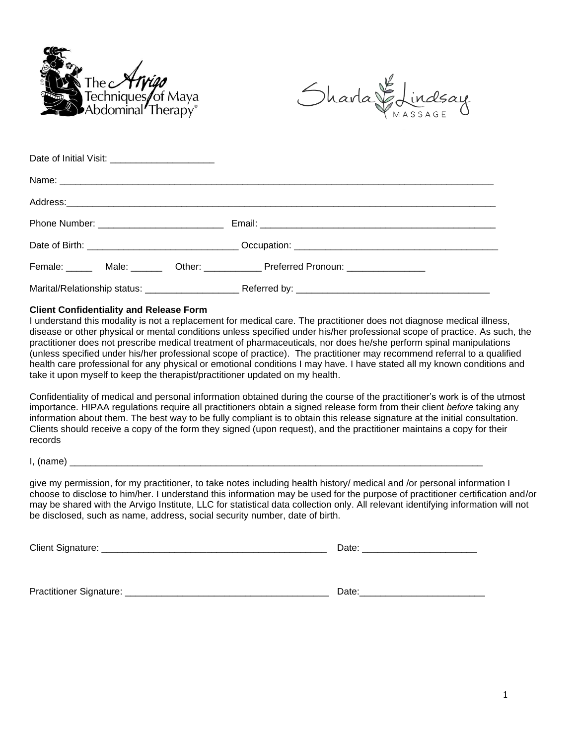Date of Initial Visit: ____________________

Name: ____________________________________________________________________________________

Address:___________________________________________________________________________________

Phone Number: ________________________ Email: _____________________________________________

Date of Birth: ____________________________ Occupation: _______________________________________

Female: _____ Male: ______ Other: ___________ Preferred Pronoun: _______________

Marital/Relationship status: __________________ Referred by: _____________________________________

**Client Confidentiality and Release Form**

I understand this modality is not a replacement for medical care. The practitioner does not diagnose medical illness, disease or other physical or mental conditions unless specified under his/her professional scope of practice. As such, the practitioner does not prescribe medical treatment of pharmaceuticals, nor does he/she perform spinal manipulations (unless specified under his/her professional scope of practice). The practitioner may recommend referral to a qualified health care professional for any physical or emotional conditions I may have. I have stated all my known conditions and take it upon myself to keep the therapist/practitioner updated on my health.

Confidentiality of medical and personal information obtained during the course of the practitioner's work is of the utmost importance. HIPAA regulations require all practitioners obtain a signed release form from their client *before* taking any information about them. The best way to be fully compliant is to obtain this release signature at the initial consultation. Clients should receive a copy of the form they signed (upon request), and the practitioner maintains a copy for their records

I, (name) ________________________________________________________________________________

give my permission, for my practitioner, to take notes including health history/ medical and /or personal information I choose to disclose to him/her. I understand this information may be used for the purpose of practitioner certification and/or may be shared with the Arvigo Institute, LLC for statistical data collection only. All relevant identifying information will not be disclosed, such as name, address, social security number, date of birth.

Client Signature: ____________________________________________ Date: ______________________

Practitioner Signature: _______________________________________ Date:________________________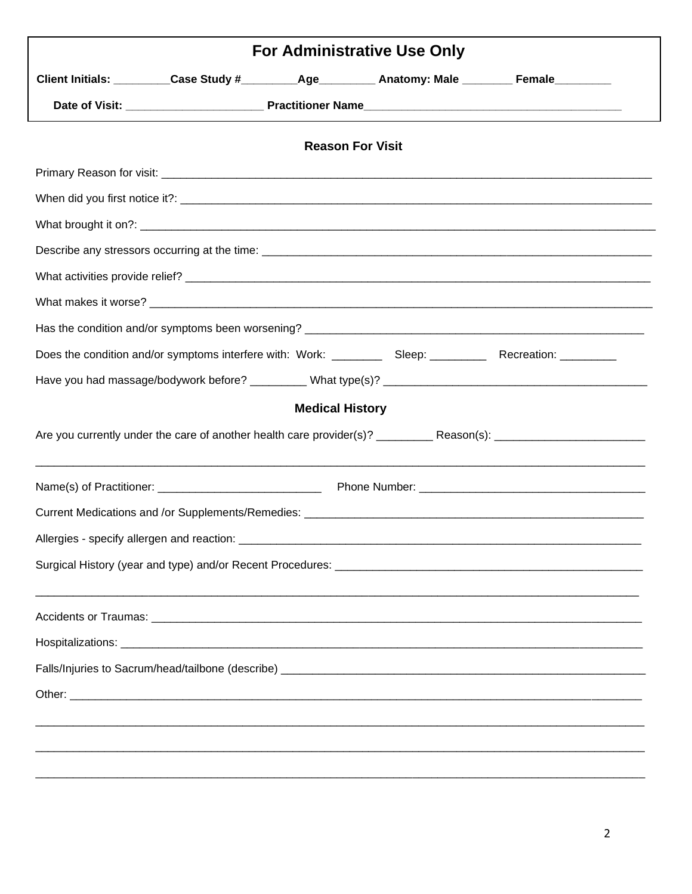## For Administrative Use Only

**Client Initials:** _________ **Case Study #**_________ **Age**_________ **Anatomy: Male** ________ **Female**_________

**Date of Visit:** ______________________ **Practitioner Name**_________________________________________

### Reason For Visit

Primary Reason for visit: ________________________________________________________________________________

When did you first notice it?: ____________________________________________________________________________

What brought it on?: _____________________________________________________________________________________

Describe any stressors occurring at the time: ________________________________________________________________

What activities provide relief? ____________________________________________________________________________

What makes it worse? ____________________________________________________________________________________

Has the condition and/or symptoms been worsening? ___________________________________________________________

Does the condition and/or symptoms interfere with: Work: ________ Sleep: _________ Recreation: _________

Have you had massage/bodywork before? _________ What type(s)? _____________________________________________

### Medical History

Are you currently under the care of another health care provider(s)? _________ Reason(s): ________________________

__________________________________________________________________________________________________________

Name(s) of Practitioner: ___________________________ Phone Number: _____________________________________

Current Medications and /or Supplements/Remedies: _____________________________________________________________

Allergies - specify allergen and reaction: ______________________________________________________________________

Surgical History (year and type) and/or Recent Procedures: _____________________________________________________

__________________________________________________________________________________________________________

Accidents or Traumas: ___________________________________________________________________________________

Hospitalizations: _________________________________________________________________________________________

Falls/Injuries to Sacrum/head/tailbone (describe) _______________________________________________________________

Other: _________________________________________________________________________________________________

__________________________________________________________________________________________________________

__________________________________________________________________________________________________________

__________________________________________________________________________________________________________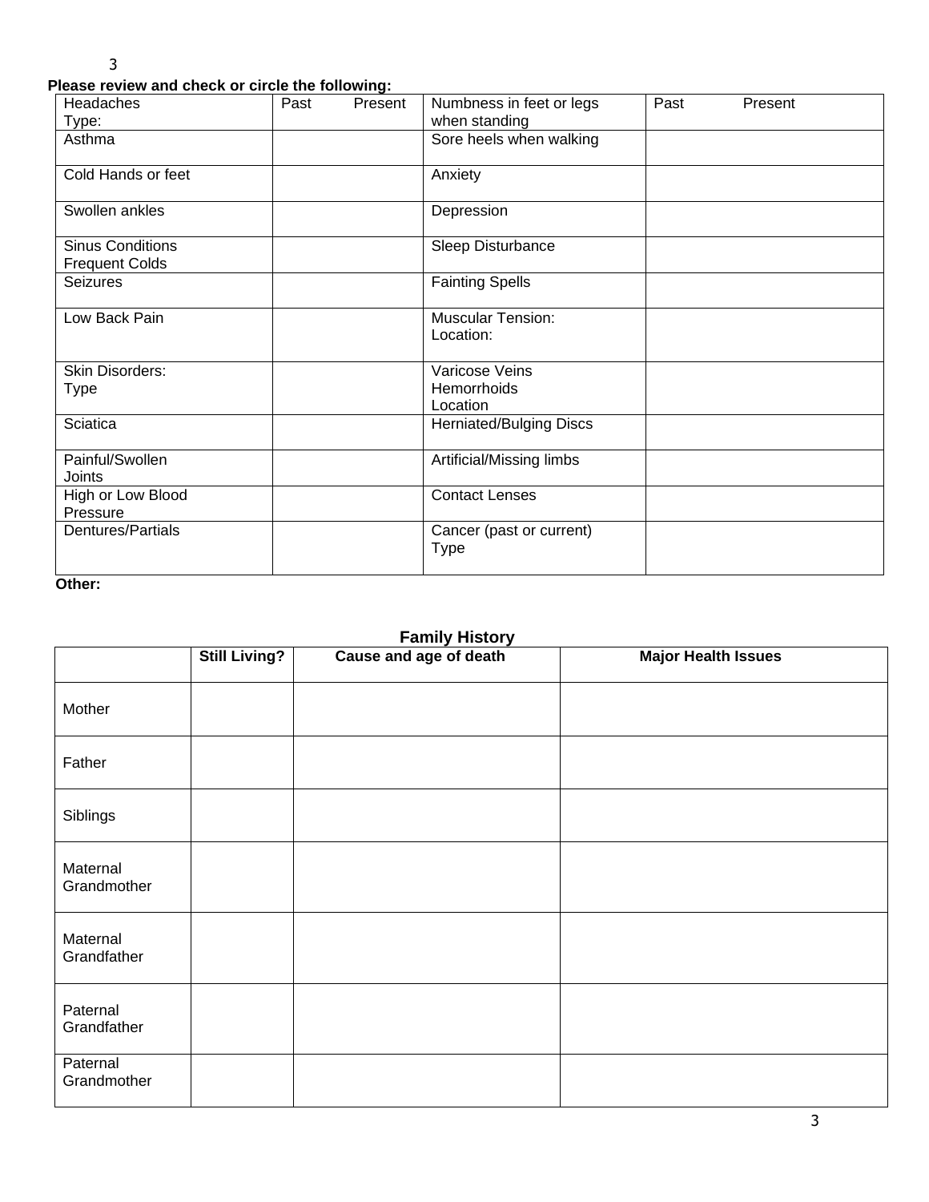**Please review and check or circle the following:**

| Headaches Type: | Past Present | Numbness in feet or legs when standing | Past Present |
|---|---|---|---|
| Asthma | | Sore heels when walking | |
| Cold Hands or feet | | Anxiety | |
| Swollen ankles | | Depression | |
| Sinus Conditions Frequent Colds | | Sleep Disturbance | |
| Seizures | | Fainting Spells | |
| Low Back Pain | | Muscular Tension: Location: | |
| Skin Disorders: Type | | Varicose Veins Hemorrhoids Location | |
| Sciatica | | Herniated/Bulging Discs | |
| Painful/Swollen Joints | | Artificial/Missing limbs | |
| High or Low Blood Pressure | | Contact Lenses | |
| Dentures/Partials | | Cancer (past or current) Type | |

**Other:**

## Family History

| | Still Living? | Cause and age of death | Major Health Issues |
|---|---|---|---|
| Mother | | | |
| Father | | | |
| Siblings | | | |
| Maternal Grandmother | | | |
| Maternal Grandfather | | | |
| Paternal Grandfather | | | |
| Paternal Grandmother | | | |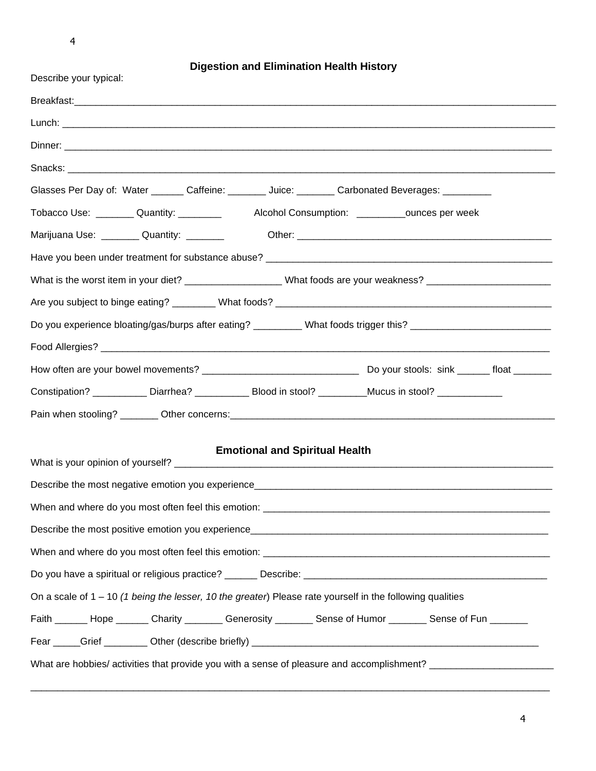## Digestion and Elimination Health History

Describe your typical:

Breakfast:___________________________________________________________________________________________

Lunch: ___________________________________________________________________________________________

Dinner: ___________________________________________________________________________________________

Snacks: ___________________________________________________________________________________________

Glasses Per Day of: Water ______ Caffeine: _______ Juice: _______ Carbonated Beverages: _________

Tobacco Use: _______ Quantity: ________ Alcohol Consumption: _________ounces per week

Marijuana Use: _______ Quantity: _______ Other: _______________________________________________

Have you been under treatment for substance abuse? _____________________________________________________

What is the worst item in your diet? __________________ What foods are your weakness? _______________________

Are you subject to binge eating? ________ What foods? ___________________________________________________

Do you experience bloating/gas/burps after eating? _________ What foods trigger this? __________________________

Food Allergies? ________________________________________________________________________________

How often are your bowel movements? _____________________________ Do your stools: sink ______ float _______

Constipation? __________ Diarrhea? __________ Blood in stool? _________Mucus in stool? ____________

Pain when stooling? _______ Other concerns:______________________________________________________________

## Emotional and Spiritual Health

What is your opinion of yourself? __________________________________________________________________

Describe the most negative emotion you experience___________________________________________________________

When and where do you most often feel this emotion: _______________________________________________________

Describe the most positive emotion you experience___________________________________________________________

When and where do you most often feel this emotion: _______________________________________________________

Do you have a spiritual or religious practice? ______ Describe: ______________________________________________

On a scale of 1 – 10 *(1 being the lesser, 10 the greater*) Please rate yourself in the following qualities

Faith ______ Hope ______ Charity _______ Generosity _______ Sense of Humor _______ Sense of Fun _______

Fear _____Grief ________ Other (describe briefly) ______________________________________________________

What are hobbies/ activities that provide you with a sense of pleasure and accomplishment? _______________________

___________________________________________________________________________________________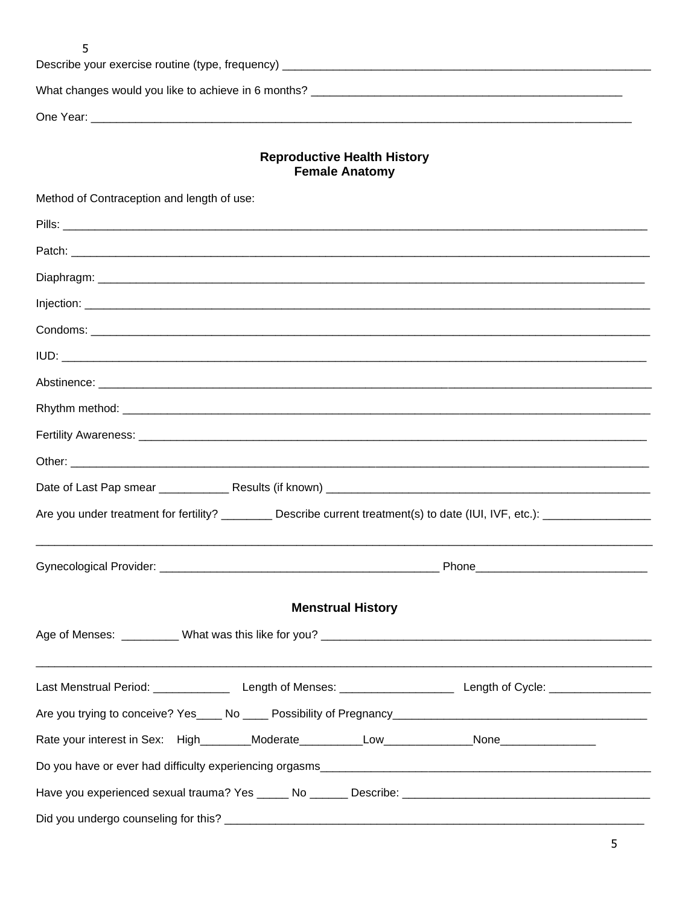Describe your exercise routine (type, frequency) ___________________________________________________________

What changes would you like to achieve in 6 months? __________________________________________________

One Year: ___________________________________________________________________________________

## Reproductive Health History
## Female Anatomy

Method of Contraception and length of use:

Pills: ______________________________________________________________________________________

Patch: _____________________________________________________________________________________

Diaphragm: _________________________________________________________________________________

Injection: ___________________________________________________________________________________

Condoms: ___________________________________________________________________________________

IUD: _______________________________________________________________________________________

Abstinence: _________________________________________________________________________________

Rhythm method: _____________________________________________________________________________

Fertility Awareness: __________________________________________________________________________

Other: ______________________________________________________________________________________

Date of Last Pap smear ___________ Results (if known) ______________________________________________

Are you under treatment for fertility? ________ Describe current treatment(s) to date (IUI, IVF, etc.): ________________

_____________________________________________________________________________________________

Gynecological Provider: ____________________________________________ Phone__________________________

## Menstrual History

Age of Menses: _________ What was this like for you? ____________________________________________________

_____________________________________________________________________________________________

Last Menstrual Period: ____________ Length of Menses: __________________ Length of Cycle: ________________

Are you trying to conceive? Yes____ No ____ Possibility of Pregnancy________________________________________

Rate your interest in Sex: High________Moderate__________Low______________None_______________

Do you have or ever had difficulty experiencing orgasms_____________________________________________________

Have you experienced sexual trauma? Yes _____ No ______ Describe: ______________________________________

Did you undergo counseling for this? ____________________________________________________________________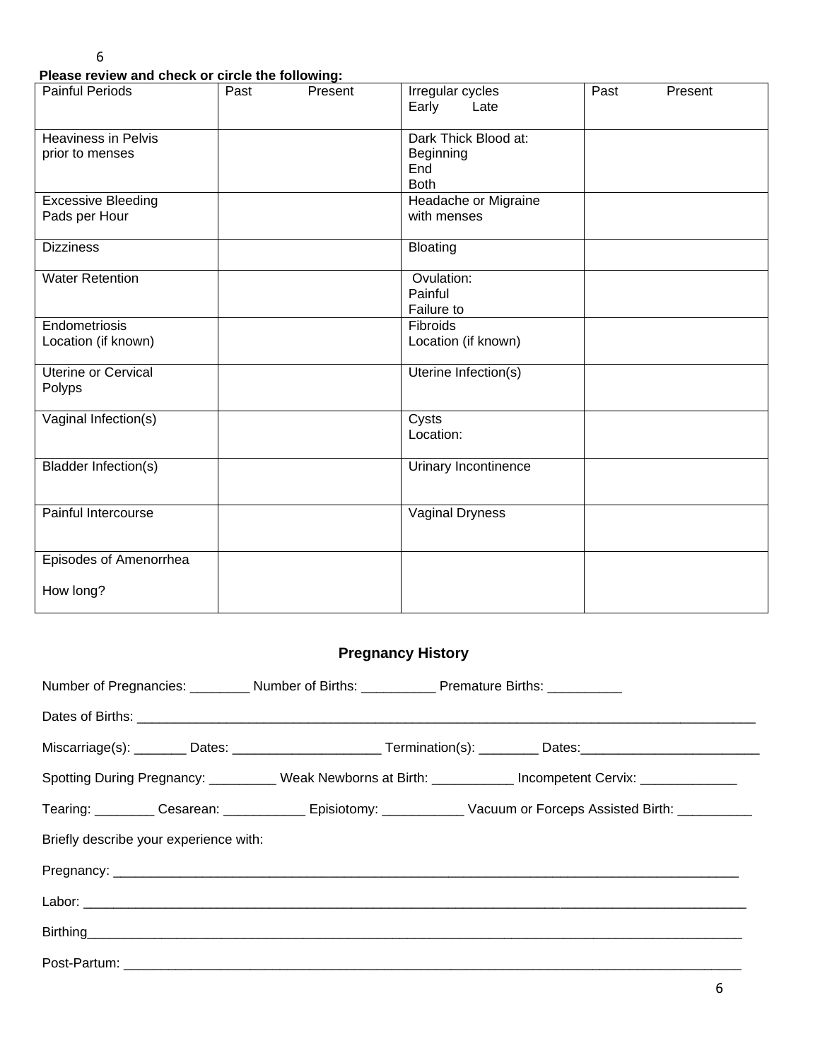**Please review and check or circle the following:**

| Painful Periods | Past Present | Irregular cycles<br>Early Late | Past Present |
|---|---|---|---|
| Heaviness in Pelvis prior to menses | | Dark Thick Blood at:<br>Beginning<br>End<br>Both | |
| Excessive Bleeding<br>Pads per Hour | | Headache or Migraine with menses | |
| Dizziness | | Bloating | |
| Water Retention | | Ovulation:<br>Painful<br>Failure to | |
| Endometriosis<br>Location (if known) | | Fibroids<br>Location (if known) | |
| Uterine or Cervical Polyps | | Uterine Infection(s) | |
| Vaginal Infection(s) | | Cysts<br>Location: | |
| Bladder Infection(s) | | Urinary Incontinence | |
| Painful Intercourse | | Vaginal Dryness | |
| Episodes of Amenorrhea<br><br>How long? | | | |

## Pregnancy History

Number of Pregnancies: ________ Number of Births: __________ Premature Births: __________

Dates of Births: ________________________________________________________________________________

Miscarriage(s): _______ Dates: ____________________ Termination(s): ________ Dates:________________________

Spotting During Pregnancy: _________ Weak Newborns at Birth: ___________ Incompetent Cervix: _____________

Tearing: ________ Cesarean: ___________ Episiotomy: ___________ Vacuum or Forceps Assisted Birth: __________

Briefly describe your experience with:

Pregnancy: ______________________________________________________________________________

Labor: __________________________________________________________________________________

Birthing_________________________________________________________________________________

Post-Partum: ____________________________________________________________________________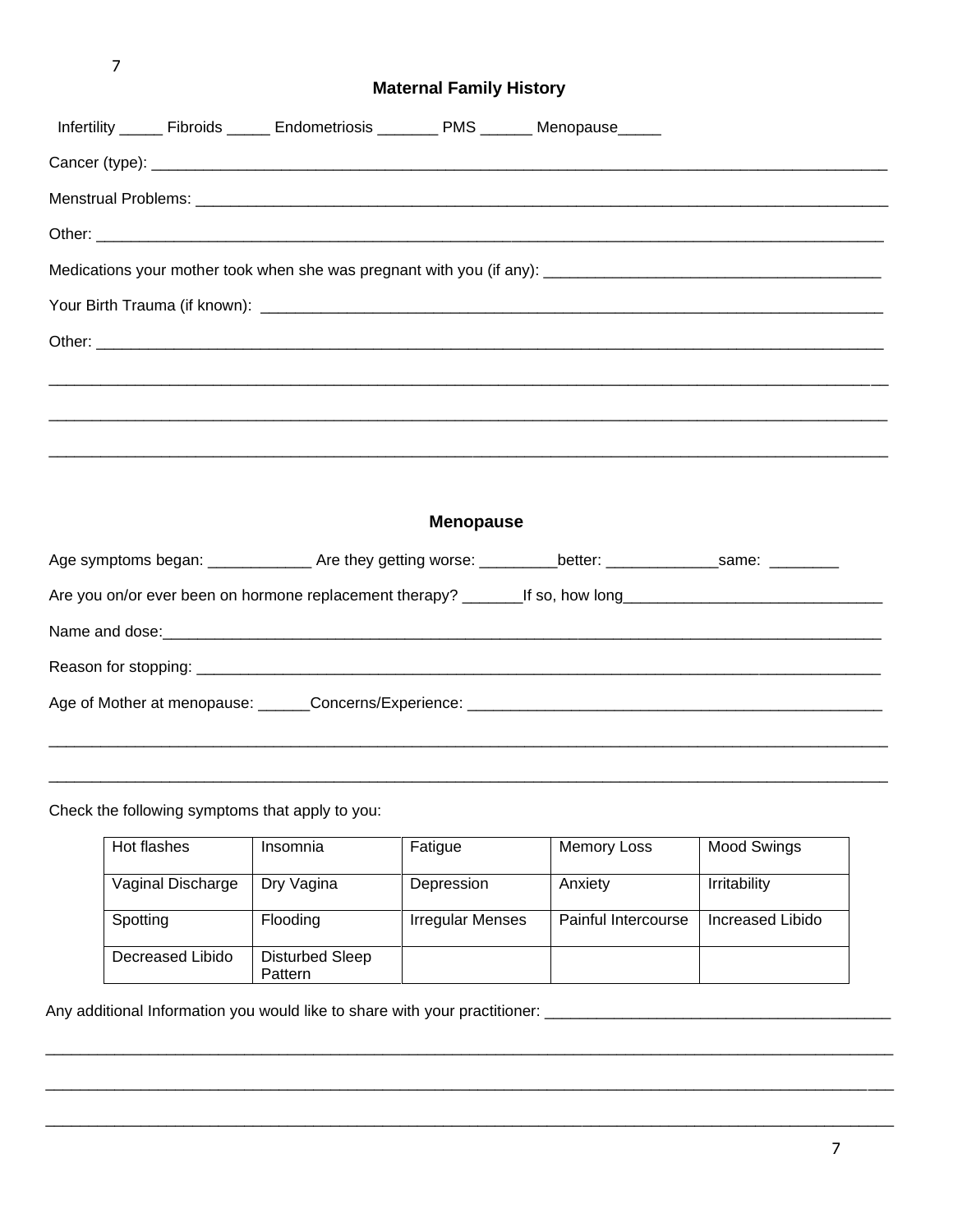## Maternal Family History

Infertility _____ Fibroids _____ Endometriosis _______ PMS ______ Menopause_____

Cancer (type): ______________________________________________________________________________

Menstrual Problems: __________________________________________________________________________

Other: ______________________________________________________________________________________

Medications your mother took when she was pregnant with you (if any): _______________________________________

Your Birth Trauma (if known): ___________________________________________________________________

Other: ______________________________________________________________________________________

_____________________________________________________________________________________________

_____________________________________________________________________________________________

_____________________________________________________________________________________________

## Menopause

Age symptoms began: ____________ Are they getting worse: _________better: _____________same: ________

Are you on/or ever been on hormone replacement therapy? _______If so, how long______________________________

Name and dose:_______________________________________________________________________________

Reason for stopping: ___________________________________________________________________________

Age of Mother at menopause: ______Concerns/Experience: _________________________________________________

_____________________________________________________________________________________________

_____________________________________________________________________________________________

Check the following symptoms that apply to you:

| | | | | |
|---|---|---|---|---|
| Hot flashes | Insomnia | Fatigue | Memory Loss | Mood Swings |
| Vaginal Discharge | Dry Vagina | Depression | Anxiety | Irritability |
| Spotting | Flooding | Irregular Menses | Painful Intercourse | Increased Libido |
| Decreased Libido | Disturbed Sleep Pattern | | | |

Any additional Information you would like to share with your practitioner: _______________________________________

_____________________________________________________________________________________________

_____________________________________________________________________________________________

_____________________________________________________________________________________________